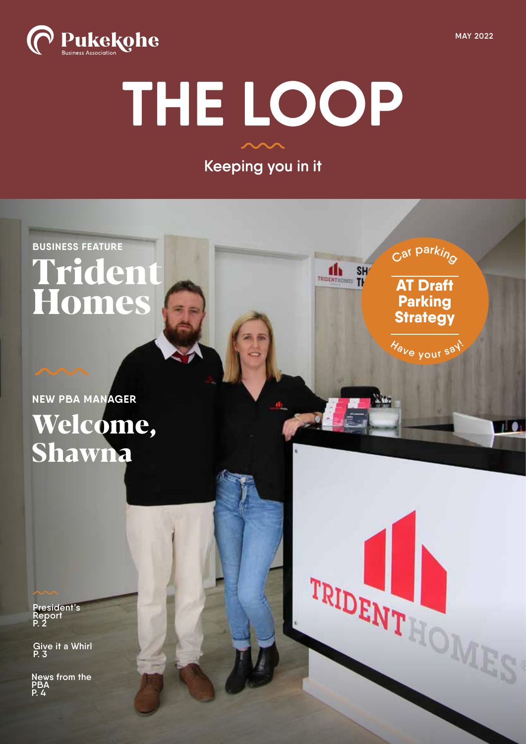Pukekohe Business Association

MAY 2022

# THE LOOP

Keeping you in it

## BUSINESS FEATURE
# Trident Homes

## NEW PBA MANAGER
# Welcome, Shawna

Car parking

**AT Draft Parking Strategy**

Have your say!

President's Report
P. 2

Give it a Whirl
P. 3

News from the PBA
P. 4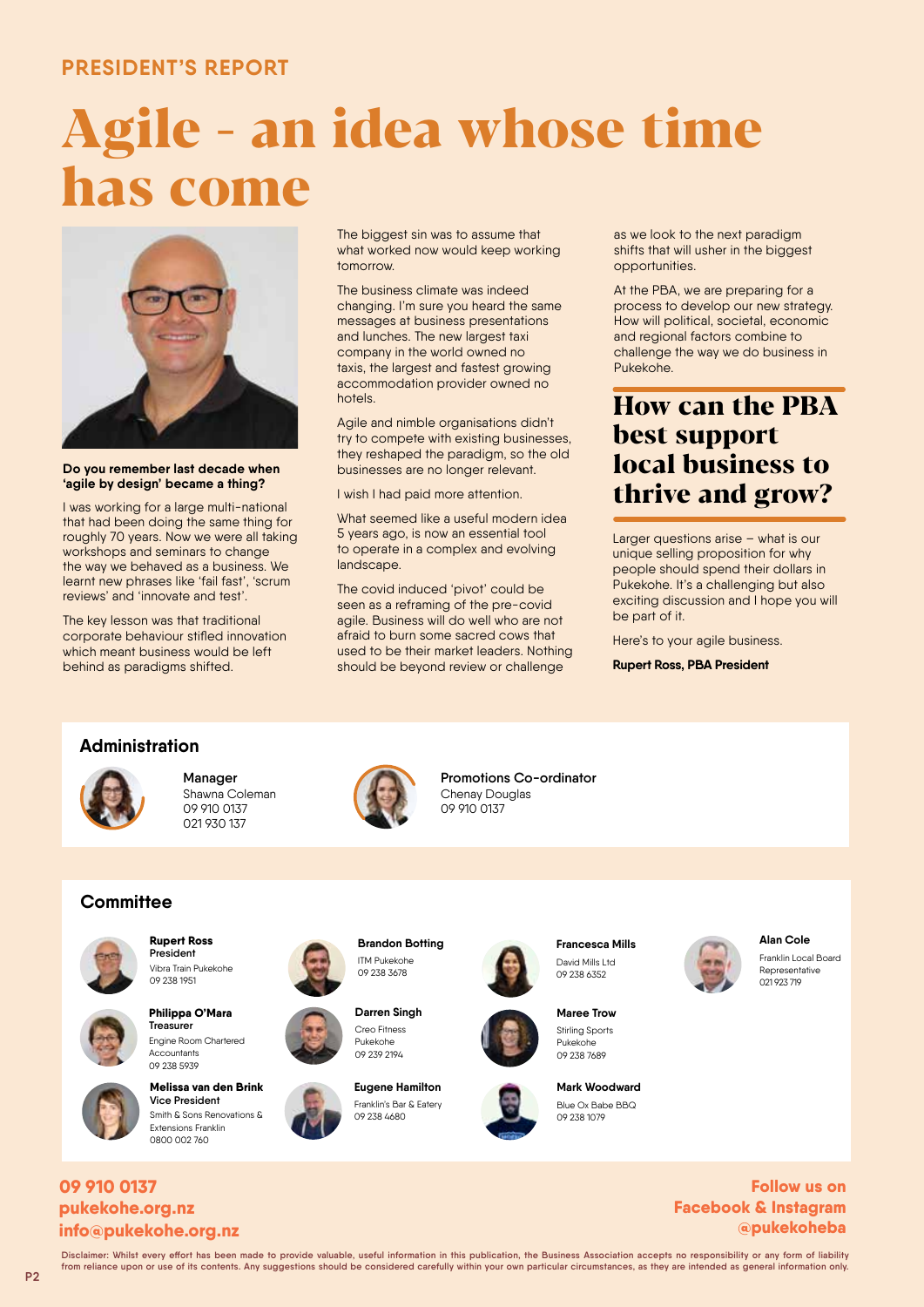PRESIDENT'S REPORT

# Agile - an idea whose time has come

**Do you remember last decade when 'agile by design' became a thing?**

I was working for a large multi-national that had been doing the same thing for roughly 70 years. Now we were all taking workshops and seminars to change the way we behaved as a business. We learnt new phrases like 'fail fast', 'scrum reviews' and 'innovate and test'.

The key lesson was that traditional corporate behaviour stifled innovation which meant business would be left behind as paradigms shifted.

The biggest sin was to assume that what worked now would keep working tomorrow.

The business climate was indeed changing. I'm sure you heard the same messages at business presentations and lunches. The new largest taxi company in the world owned no taxis, the largest and fastest growing accommodation provider owned no hotels.

Agile and nimble organisations didn't try to compete with existing businesses, they reshaped the paradigm, so the old businesses are no longer relevant.

I wish I had paid more attention.

What seemed like a useful modern idea 5 years ago, is now an essential tool to operate in a complex and evolving landscape.

The covid induced 'pivot' could be seen as a reframing of the pre-covid agile. Business will do well who are not afraid to burn some sacred cows that used to be their market leaders. Nothing should be beyond review or challenge as we look to the next paradigm shifts that will usher in the biggest opportunities.

At the PBA, we are preparing for a process to develop our new strategy. How will political, societal, economic and regional factors combine to challenge the way we do business in Pukekohe.

## How can the PBA best support local business to thrive and grow?

Larger questions arise – what is our unique selling proposition for why people should spend their dollars in Pukekohe. It's a challenging but also exciting discussion and I hope you will be part of it.

Here's to your agile business.

**Rupert Ross, PBA President**

## Administration

**Manager**
Shawna Coleman
09 910 0137
021 930 137

**Promotions Co-ordinator**
Chenay Douglas
09 910 0137

## Committee

**Rupert Ross**
**President**
Vibra Train Pukekohe
09 238 1951

**Philippa O'Mara**
**Treasurer**
Engine Room Chartered Accountants
09 238 5939

**Melissa van den Brink**
**Vice President**
Smith & Sons Renovations & Extensions Franklin
0800 002 760

**Brandon Botting**
ITM Pukekohe
09 238 3678

**Darren Singh**
Creo Fitness Pukekohe
09 239 2194

**Eugene Hamilton**
Franklin's Bar & Eatery
09 238 4680

**Francesca Mills**
David Mills Ltd
09 238 6352

**Maree Trow**
Stirling Sports Pukekohe
09 238 7689

**Mark Woodward**
Blue Ox Babe BBQ
09 238 1079

**Alan Cole**
Franklin Local Board Representative
021 923 719

**09 910 0137**
**pukekohe.org.nz**
**info@pukekohe.org.nz**

**Follow us on Facebook & Instagram @pukekoheba**

Disclaimer: Whilst every effort has been made to provide valuable, useful information in this publication, the Business Association accepts no responsibility or any form of liability from reliance upon or use of its contents. Any suggestions should be considered carefully within your own particular circumstances, as they are intended as general information only.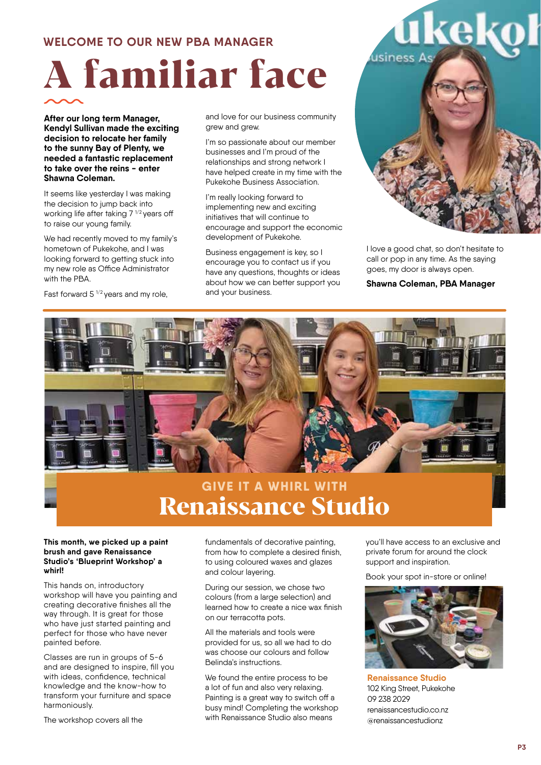### WELCOME TO OUR NEW PBA MANAGER

# A familiar face

**After our long term Manager, Kendyl Sullivan made the exciting decision to relocate her family to the sunny Bay of Plenty, we needed a fantastic replacement to take over the reins - enter Shawna Coleman.**

It seems like yesterday I was making the decision to jump back into working life after taking 7 ½ years off to raise our young family.

We had recently moved to my family's hometown of Pukekohe, and I was looking forward to getting stuck into my new role as Office Administrator with the PBA.

Fast forward 5 ½ years and my role, and love for our business community grew and grew.

I'm so passionate about our member businesses and I'm proud of the relationships and strong network I have helped create in my time with the Pukekohe Business Association.

I'm really looking forward to implementing new and exciting initiatives that will continue to encourage and support the economic development of Pukekohe.

Business engagement is key, so I encourage you to contact us if you have any questions, thoughts or ideas about how we can better support you and your business.

I love a good chat, so don't hesitate to call or pop in any time. As the saying goes, my door is always open.

**Shawna Coleman, PBA Manager**

### GIVE IT A WHIRL WITH

# Renaissance Studio

**This month, we picked up a paint brush and gave Renaissance Studio's 'Blueprint Workshop' a whirl!**

This hands on, introductory workshop will have you painting and creating decorative finishes all the way through. It is great for those who have just started painting and perfect for those who have never painted before.

Classes are run in groups of 5-6 and are designed to inspire, fill you with ideas, confidence, technical knowledge and the know-how to transform your furniture and space harmoniously.

The workshop covers all the fundamentals of decorative painting, from how to complete a desired finish, to using coloured waxes and glazes and colour layering.

During our session, we chose two colours (from a large selection) and learned how to create a nice wax finish on our terracotta pots.

All the materials and tools were provided for us, so all we had to do was choose our colours and follow Belinda's instructions.

We found the entire process to be a lot of fun and also very relaxing. Painting is a great way to switch off a busy mind! Completing the workshop with Renaissance Studio also means you'll have access to an exclusive and private forum for around the clock support and inspiration.

Book your spot in-store or online!

**Renaissance Studio**
102 King Street, Pukekohe
09 238 2029
renaissancestudio.co.nz
@renaissancestudionz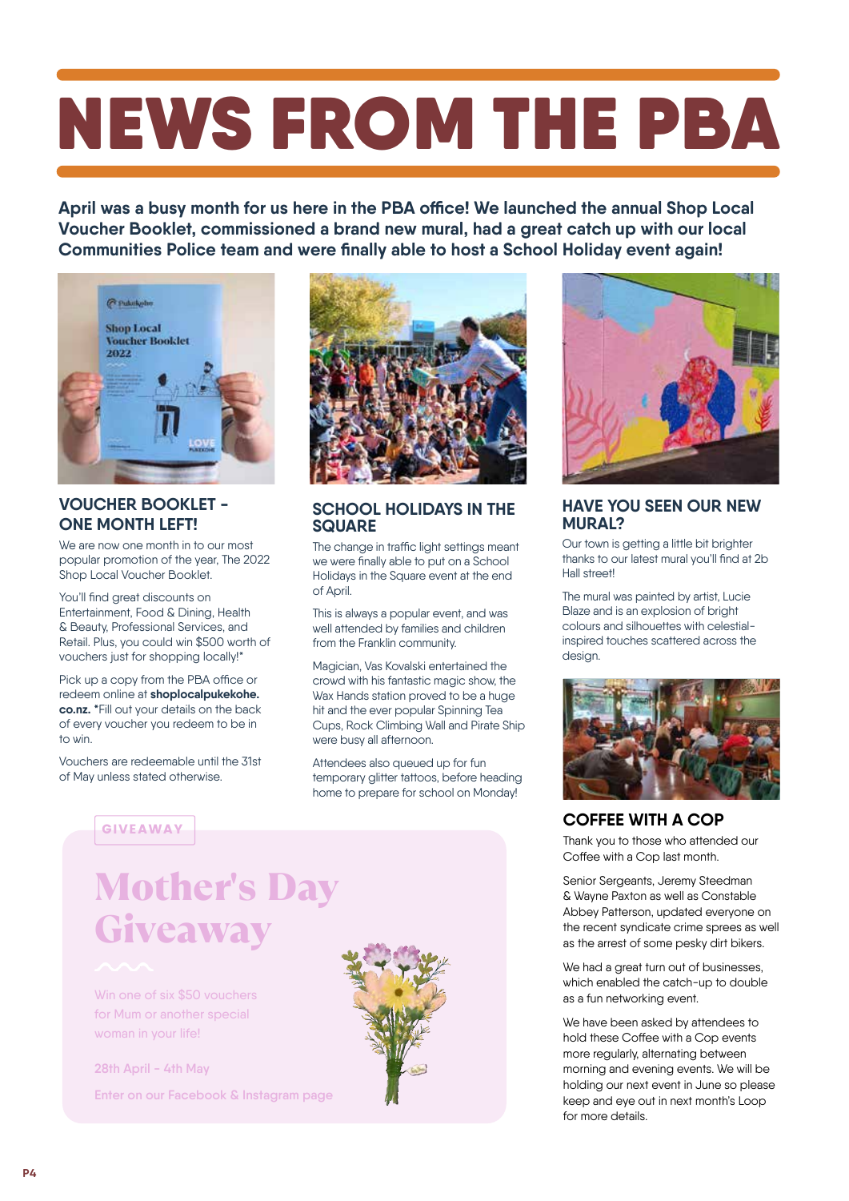# NEWS FROM THE PBA

**April was a busy month for us here in the PBA office! We launched the annual Shop Local Voucher Booklet, commissioned a brand new mural, had a great catch up with our local Communities Police team and were finally able to host a School Holiday event again!**

### VOUCHER BOOKLET - ONE MONTH LEFT!

We are now one month in to our most popular promotion of the year, The 2022 Shop Local Voucher Booklet.

You'll find great discounts on Entertainment, Food & Dining, Health & Beauty, Professional Services, and Retail. Plus, you could win $500 worth of vouchers just for shopping locally!*

Pick up a copy from the PBA office or redeem online at **shoplocalpukekohe.co.nz.** *Fill out your details on the back of every voucher you redeem to be in to win.

Vouchers are redeemable until the 31st of May unless stated otherwise.

### SCHOOL HOLIDAYS IN THE SQUARE

The change in traffic light settings meant we were finally able to put on a School Holidays in the Square event at the end of April.

This is always a popular event, and was well attended by families and children from the Franklin community.

Magician, Vas Kovalski entertained the crowd with his fantastic magic show, the Wax Hands station proved to be a huge hit and the ever popular Spinning Tea Cups, Rock Climbing Wall and Pirate Ship were busy all afternoon.

Attendees also queued up for fun temporary glitter tattoos, before heading home to prepare for school on Monday!

### HAVE YOU SEEN OUR NEW MURAL?

Our town is getting a little bit brighter thanks to our latest mural you'll find at 2b Hall street!

The mural was painted by artist, Lucie Blaze and is an explosion of bright colours and silhouettes with celestial-inspired touches scattered across the design.

### COFFEE WITH A COP

Thank you to those who attended our Coffee with a Cop last month.

Senior Sergeants, Jeremy Steedman & Wayne Paxton as well as Constable Abbey Patterson, updated everyone on the recent syndicate crime sprees as well as the arrest of some pesky dirt bikers.

We had a great turn out of businesses, which enabled the catch-up to double as a fun networking event.

We have been asked by attendees to hold these Coffee with a Cop events more regularly, alternating between morning and evening events. We will be holding our next event in June so please keep and eye out in next month's Loop for more details.

GIVEAWAY

## Mother's Day Giveaway

Win one of six $50 vouchers for Mum or another special woman in your life!

28th April - 4th May

Enter on our Facebook & Instagram page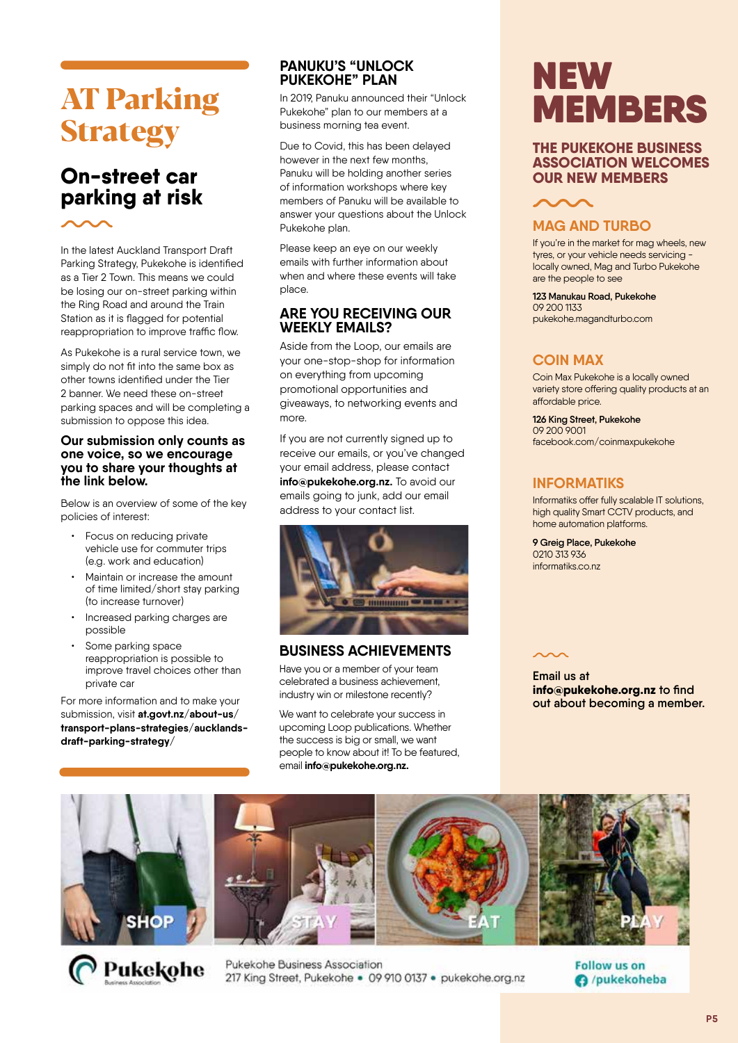# AT Parking Strategy

## On-street car parking at risk

In the latest Auckland Transport Draft Parking Strategy, Pukekohe is identified as a Tier 2 Town. This means we could be losing our on-street parking within the Ring Road and around the Train Station as it is flagged for potential reappropriation to improve traffic flow.

As Pukekohe is a rural service town, we simply do not fit into the same box as other towns identified under the Tier 2 banner. We need these on-street parking spaces and will be completing a submission to oppose this idea.

**Our submission only counts as one voice, so we encourage you to share your thoughts at the link below.**

Below is an overview of some of the key policies of interest:

- Focus on reducing private vehicle use for commuter trips (e.g. work and education)
- Maintain or increase the amount of time limited/short stay parking (to increase turnover)
- Increased parking charges are possible
- Some parking space reappropriation is possible to improve travel choices other than private car

For more information and to make your submission, visit **at.govt.nz/about-us/transport-plans-strategies/aucklands-draft-parking-strategy/**

## PANUKU'S "UNLOCK PUKEKOHE" PLAN

In 2019, Panuku announced their "Unlock Pukekohe" plan to our members at a business morning tea event.

Due to Covid, this has been delayed however in the next few months, Panuku will be holding another series of information workshops where key members of Panuku will be available to answer your questions about the Unlock Pukekohe plan.

Please keep an eye on our weekly emails with further information about when and where these events will take place.

## ARE YOU RECEIVING OUR WEEKLY EMAILS?

Aside from the Loop, our emails are your one-stop-shop for information on everything from upcoming promotional opportunities and giveaways, to networking events and more.

If you are not currently signed up to receive our emails, or you've changed your email address, please contact **info@pukekohe.org.nz.** To avoid our emails going to junk, add our email address to your contact list.

## BUSINESS ACHIEVEMENTS

Have you or a member of your team celebrated a business achievement, industry win or milestone recently?

We want to celebrate your success in upcoming Loop publications. Whether the success is big or small, we want people to know about it! To be featured, email **info@pukekohe.org.nz.**

# NEW MEMBERS

## THE PUKEKOHE BUSINESS ASSOCIATION WELCOMES OUR NEW MEMBERS

### MAG AND TURBO

If you're in the market for mag wheels, new tyres, or your vehicle needs servicing - locally owned, Mag and Turbo Pukekohe are the people to see

**123 Manukau Road, Pukekohe**
09 200 1133
pukekohe.magandturbo.com

### COIN MAX

Coin Max Pukekohe is a locally owned variety store offering quality products at an affordable price.

**126 King Street, Pukekohe**
09 200 9001
facebook.com/coinmaxpukekohe

### INFORMATIKS

Informatiks offer fully scalable IT solutions, high quality Smart CCTV products, and home automation platforms.

**9 Greig Place, Pukekohe**
0210 313 936
informatiks.co.nz

Email us at **info@pukekohe.org.nz** to find out about becoming a member.

SHOP STAY EAT PLAY

Pukekohe Business Association
217 King Street, Pukekohe • 09 910 0137 • pukekohe.org.nz

Follow us on /pukekoheba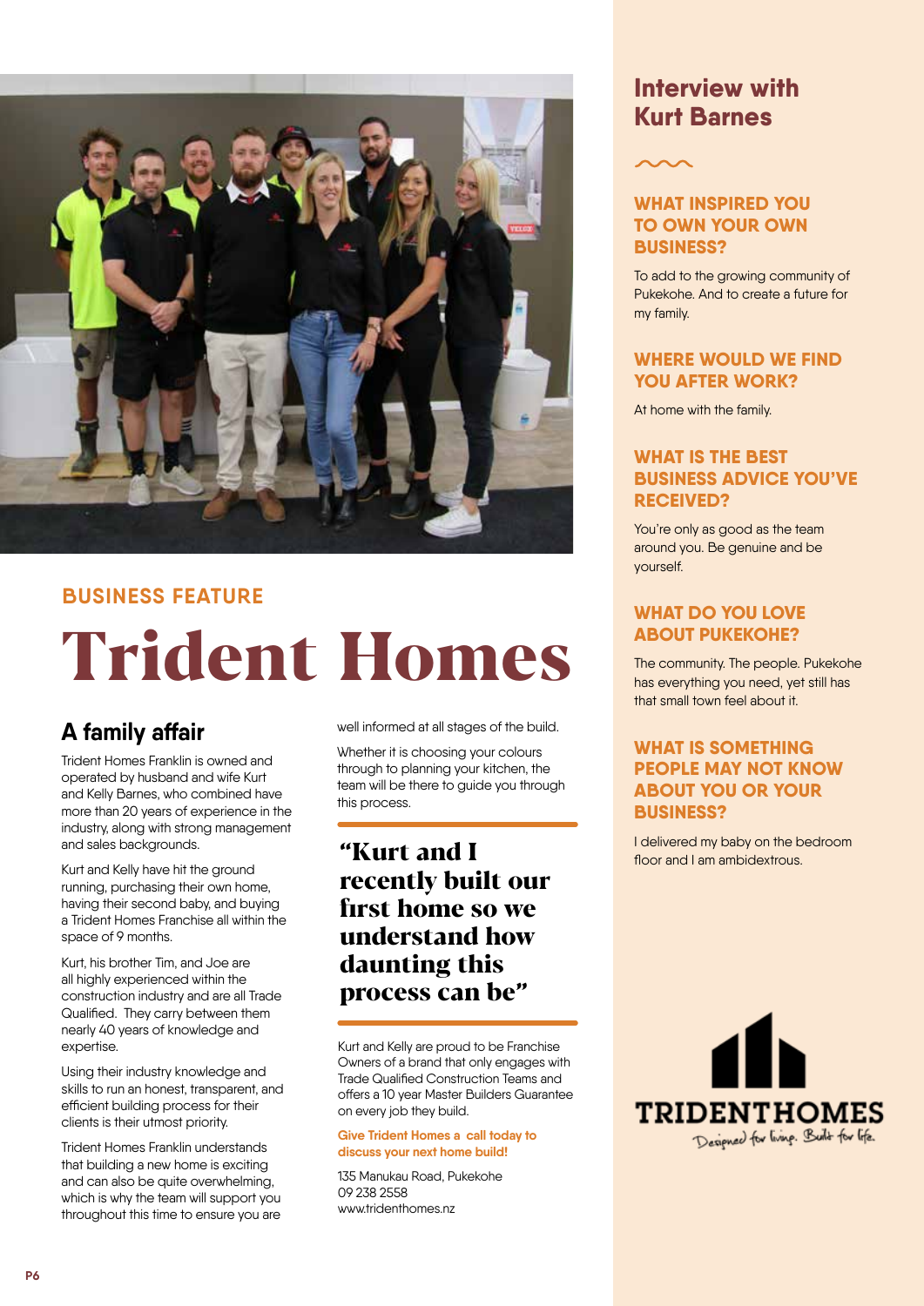BUSINESS FEATURE

# Trident Homes

## A family affair

Trident Homes Franklin is owned and operated by husband and wife Kurt and Kelly Barnes, who combined have more than 20 years of experience in the industry, along with strong management and sales backgrounds.

Kurt and Kelly have hit the ground running, purchasing their own home, having their second baby, and buying a Trident Homes Franchise all within the space of 9 months.

Kurt, his brother Tim, and Joe are all highly experienced within the construction industry and are all Trade Qualified. They carry between them nearly 40 years of knowledge and expertise.

Using their industry knowledge and skills to run an honest, transparent, and efficient building process for their clients is their utmost priority.

Trident Homes Franklin understands that building a new home is exciting and can also be quite overwhelming, which is why the team will support you throughout this time to ensure you are well informed at all stages of the build.

Whether it is choosing your colours through to planning your kitchen, the team will be there to guide you through this process.

> **"Kurt and I recently built our first home so we understand how daunting this process can be"**

Kurt and Kelly are proud to be Franchise Owners of a brand that only engages with Trade Qualified Construction Teams and offers a 10 year Master Builders Guarantee on every job they build.

**Give Trident Homes a call today to discuss your next home build!**

135 Manukau Road, Pukekohe
09 238 2558
www.tridenthomes.nz

## Interview with Kurt Barnes

### WHAT INSPIRED YOU TO OWN YOUR OWN BUSINESS?

To add to the growing community of Pukekohe. And to create a future for my family.

### WHERE WOULD WE FIND YOU AFTER WORK?

At home with the family.

### WHAT IS THE BEST BUSINESS ADVICE YOU'VE RECEIVED?

You're only as good as the team around you. Be genuine and be yourself.

### WHAT DO YOU LOVE ABOUT PUKEKOHE?

The community. The people. Pukekohe has everything you need, yet still has that small town feel about it.

### WHAT IS SOMETHING PEOPLE MAY NOT KNOW ABOUT YOU OR YOUR BUSINESS?

I delivered my baby on the bedroom floor and I am ambidextrous.

TRIDENTHOMES
Designed for living. Built for life.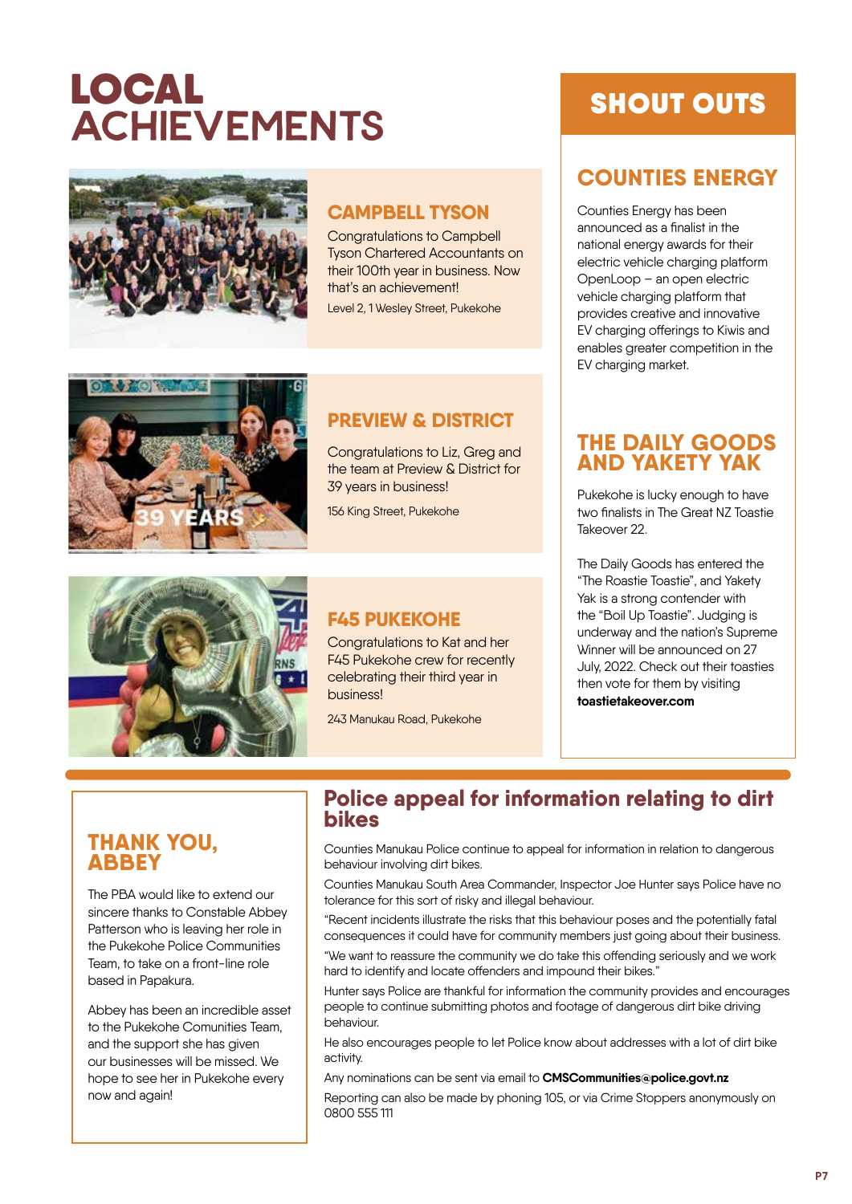# LOCAL ACHIEVEMENTS

## CAMPBELL TYSON

Congratulations to Campbell Tyson Chartered Accountants on their 100th year in business. Now that's an achievement!

Level 2, 1 Wesley Street, Pukekohe

## PREVIEW & DISTRICT

Congratulations to Liz, Greg and the team at Preview & District for 39 years in business!

156 King Street, Pukekohe

## F45 PUKEKOHE

Congratulations to Kat and her F45 Pukekohe crew for recently celebrating their third year in business!

243 Manukau Road, Pukekohe

# SHOUT OUTS

## COUNTIES ENERGY

Counties Energy has been announced as a finalist in the national energy awards for their electric vehicle charging platform OpenLoop – an open electric vehicle charging platform that provides creative and innovative EV charging offerings to Kiwis and enables greater competition in the EV charging market.

## THE DAILY GOODS AND YAKETY YAK

Pukekohe is lucky enough to have two finalists in The Great NZ Toastie Takeover 22.

The Daily Goods has entered the "The Roastie Toastie", and Yakety Yak is a strong contender with the "Boil Up Toastie". Judging is underway and the nation's Supreme Winner will be announced on 27 July, 2022. Check out their toasties then vote for them by visiting **toastietakeover.com**

## THANK YOU, ABBEY

The PBA would like to extend our sincere thanks to Constable Abbey Patterson who is leaving her role in the Pukekohe Police Communities Team, to take on a front-line role based in Papakura.

Abbey has been an incredible asset to the Pukekohe Comunities Team, and the support she has given our businesses will be missed. We hope to see her in Pukekohe every now and again!

## Police appeal for information relating to dirt bikes

Counties Manukau Police continue to appeal for information in relation to dangerous behaviour involving dirt bikes.

Counties Manukau South Area Commander, Inspector Joe Hunter says Police have no tolerance for this sort of risky and illegal behaviour.

"Recent incidents illustrate the risks that this behaviour poses and the potentially fatal consequences it could have for community members just going about their business.

"We want to reassure the community we do take this offending seriously and we work hard to identify and locate offenders and impound their bikes."

Hunter says Police are thankful for information the community provides and encourages people to continue submitting photos and footage of dangerous dirt bike driving behaviour.

He also encourages people to let Police know about addresses with a lot of dirt bike activity.

Any nominations can be sent via email to **CMSCommunities@police.govt.nz**

Reporting can also be made by phoning 105, or via Crime Stoppers anonymously on 0800 555 111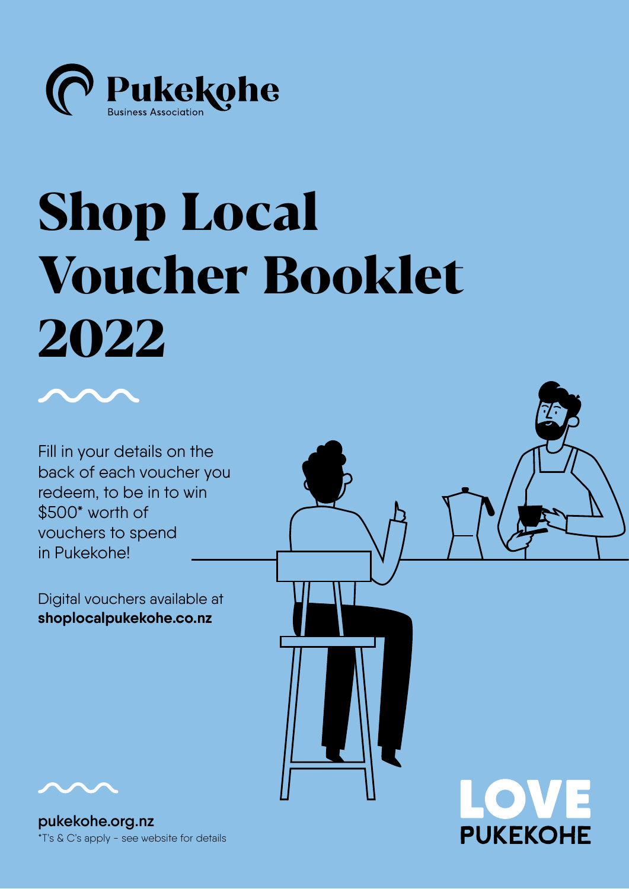Pukekohe
Business Association

# Shop Local Voucher Booklet 2022

Fill in your details on the back of each voucher you redeem, to be in to win $500* worth of vouchers to spend in Pukekohe!

Digital vouchers available at **shoplocalpukekohe.co.nz**

**pukekohe.org.nz**

*T's & C's apply - see website for details

LOVE PUKEKOHE